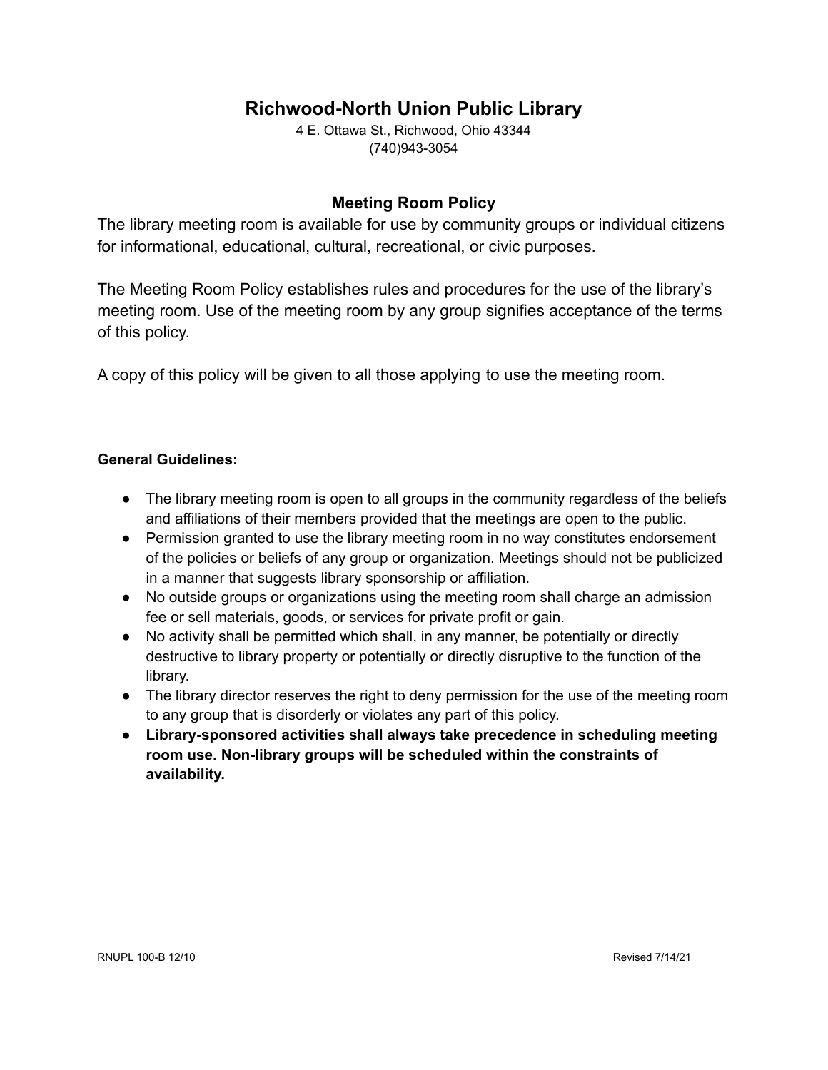# Richwood-North Union Public Library

4 E. Ottawa St., Richwood, Ohio 43344
(740)943-3054

## Meeting Room Policy

The library meeting room is available for use by community groups or individual citizens for informational, educational, cultural, recreational, or civic purposes.

The Meeting Room Policy establishes rules and procedures for the use of the library's meeting room. Use of the meeting room by any group signifies acceptance of the terms of this policy.

A copy of this policy will be given to all those applying to use the meeting room.

**General Guidelines:**

- The library meeting room is open to all groups in the community regardless of the beliefs and affiliations of their members provided that the meetings are open to the public.
- Permission granted to use the library meeting room in no way constitutes endorsement of the policies or beliefs of any group or organization. Meetings should not be publicized in a manner that suggests library sponsorship or affiliation.
- No outside groups or organizations using the meeting room shall charge an admission fee or sell materials, goods, or services for private profit or gain.
- No activity shall be permitted which shall, in any manner, be potentially or directly destructive to library property or potentially or directly disruptive to the function of the library.
- The library director reserves the right to deny permission for the use of the meeting room to any group that is disorderly or violates any part of this policy.
- **Library-sponsored activities shall always take precedence in scheduling meeting room use. Non-library groups will be scheduled within the constraints of availability.**

RNUPL 100-B 12/10 Revised 7/14/21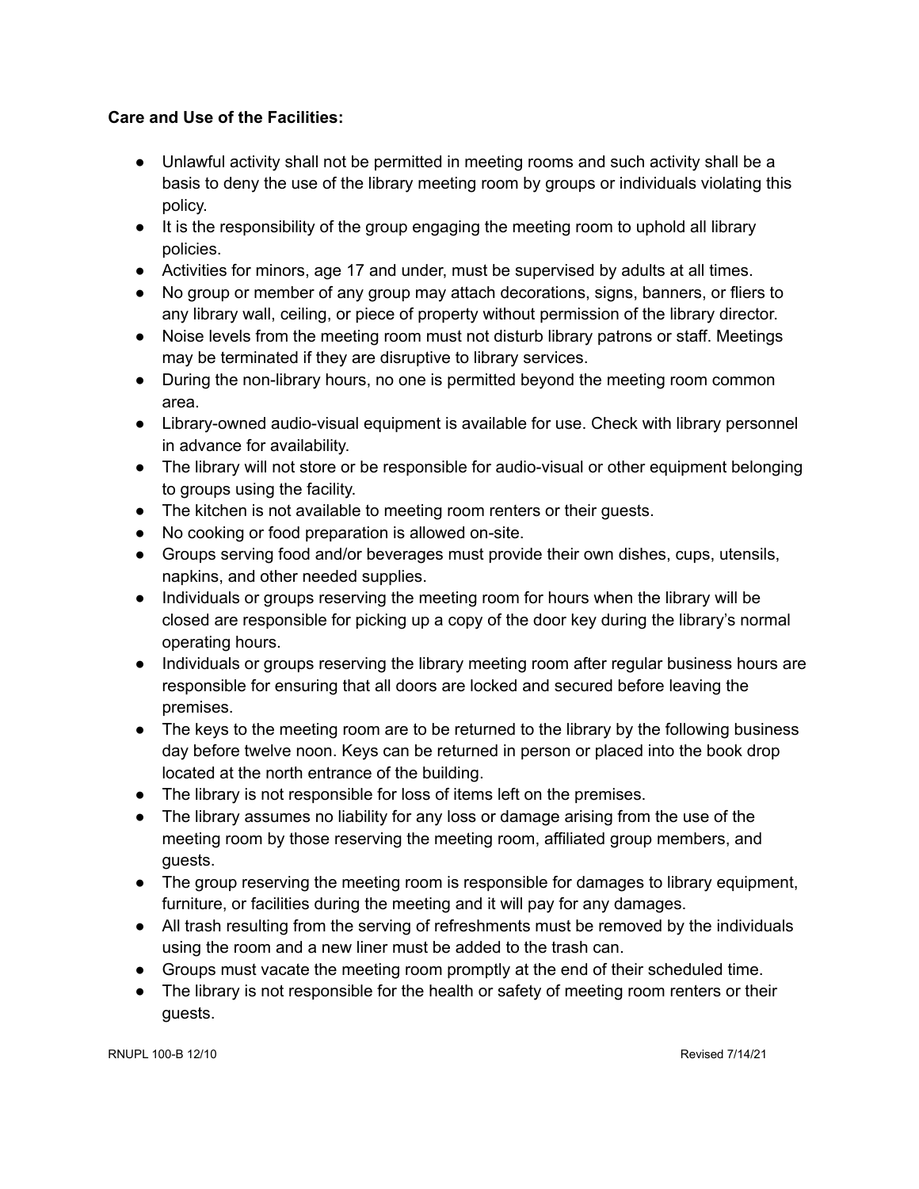**Care and Use of the Facilities:**

- Unlawful activity shall not be permitted in meeting rooms and such activity shall be a basis to deny the use of the library meeting room by groups or individuals violating this policy.
- It is the responsibility of the group engaging the meeting room to uphold all library policies.
- Activities for minors, age 17 and under, must be supervised by adults at all times.
- No group or member of any group may attach decorations, signs, banners, or fliers to any library wall, ceiling, or piece of property without permission of the library director.
- Noise levels from the meeting room must not disturb library patrons or staff. Meetings may be terminated if they are disruptive to library services.
- During the non-library hours, no one is permitted beyond the meeting room common area.
- Library-owned audio-visual equipment is available for use. Check with library personnel in advance for availability.
- The library will not store or be responsible for audio-visual or other equipment belonging to groups using the facility.
- The kitchen is not available to meeting room renters or their guests.
- No cooking or food preparation is allowed on-site.
- Groups serving food and/or beverages must provide their own dishes, cups, utensils, napkins, and other needed supplies.
- Individuals or groups reserving the meeting room for hours when the library will be closed are responsible for picking up a copy of the door key during the library's normal operating hours.
- Individuals or groups reserving the library meeting room after regular business hours are responsible for ensuring that all doors are locked and secured before leaving the premises.
- The keys to the meeting room are to be returned to the library by the following business day before twelve noon. Keys can be returned in person or placed into the book drop located at the north entrance of the building.
- The library is not responsible for loss of items left on the premises.
- The library assumes no liability for any loss or damage arising from the use of the meeting room by those reserving the meeting room, affiliated group members, and guests.
- The group reserving the meeting room is responsible for damages to library equipment, furniture, or facilities during the meeting and it will pay for any damages.
- All trash resulting from the serving of refreshments must be removed by the individuals using the room and a new liner must be added to the trash can.
- Groups must vacate the meeting room promptly at the end of their scheduled time.
- The library is not responsible for the health or safety of meeting room renters or their guests.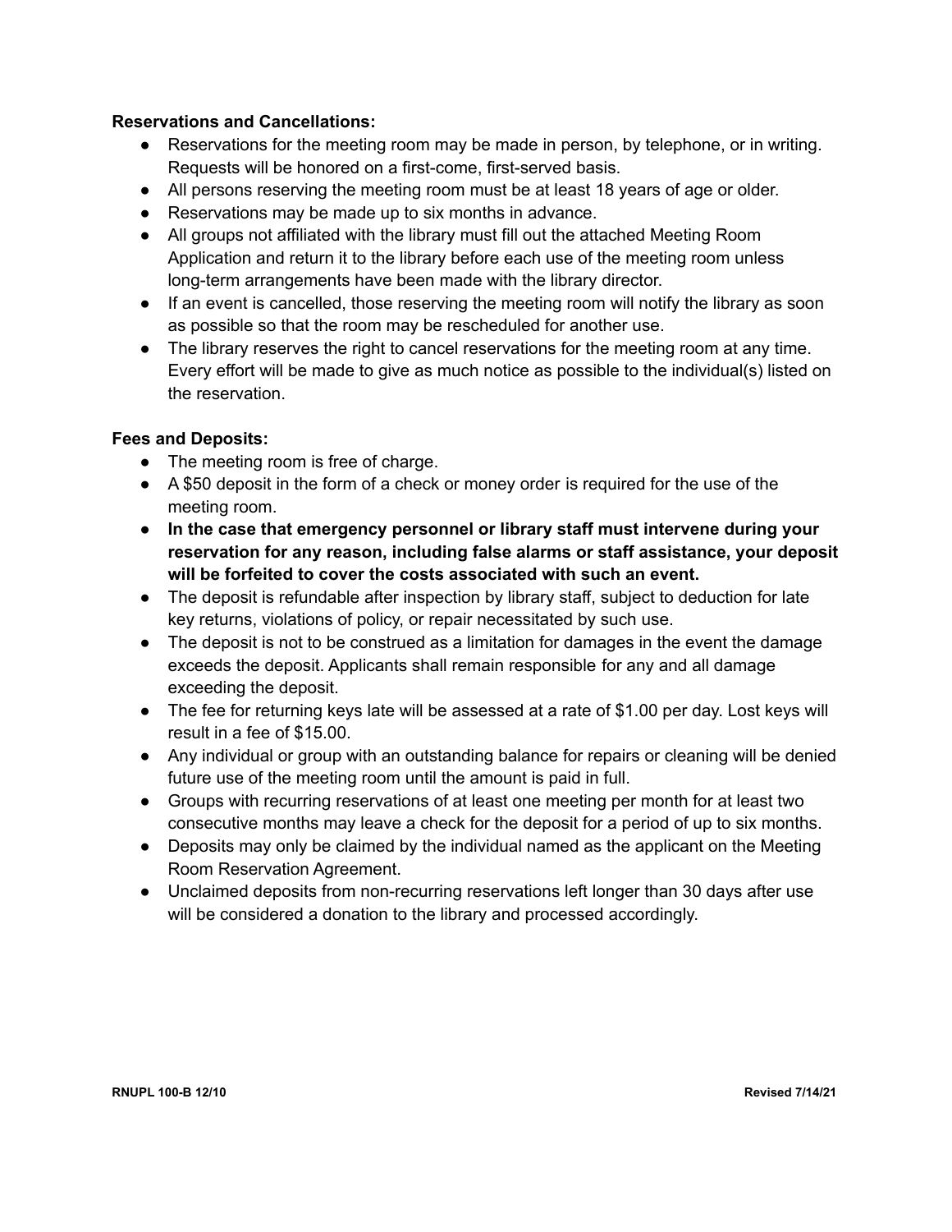**Reservations and Cancellations:**

- Reservations for the meeting room may be made in person, by telephone, or in writing. Requests will be honored on a first-come, first-served basis.
- All persons reserving the meeting room must be at least 18 years of age or older.
- Reservations may be made up to six months in advance.
- All groups not affiliated with the library must fill out the attached Meeting Room Application and return it to the library before each use of the meeting room unless long-term arrangements have been made with the library director.
- If an event is cancelled, those reserving the meeting room will notify the library as soon as possible so that the room may be rescheduled for another use.
- The library reserves the right to cancel reservations for the meeting room at any time. Every effort will be made to give as much notice as possible to the individual(s) listed on the reservation.

**Fees and Deposits:**

- The meeting room is free of charge.
- A $50 deposit in the form of a check or money order is required for the use of the meeting room.
- **In the case that emergency personnel or library staff must intervene during your reservation for any reason, including false alarms or staff assistance, your deposit will be forfeited to cover the costs associated with such an event.**
- The deposit is refundable after inspection by library staff, subject to deduction for late key returns, violations of policy, or repair necessitated by such use.
- The deposit is not to be construed as a limitation for damages in the event the damage exceeds the deposit. Applicants shall remain responsible for any and all damage exceeding the deposit.
- The fee for returning keys late will be assessed at a rate of $1.00 per day. Lost keys will result in a fee of $15.00.
- Any individual or group with an outstanding balance for repairs or cleaning will be denied future use of the meeting room until the amount is paid in full.
- Groups with recurring reservations of at least one meeting per month for at least two consecutive months may leave a check for the deposit for a period of up to six months.
- Deposits may only be claimed by the individual named as the applicant on the Meeting Room Reservation Agreement.
- Unclaimed deposits from non-recurring reservations left longer than 30 days after use will be considered a donation to the library and processed accordingly.

**RNUPL 100-B 12/10** **Revised 7/14/21**